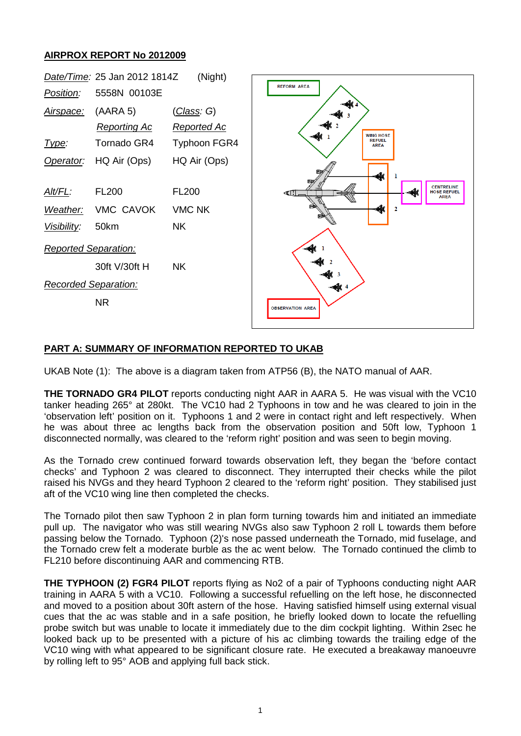## AIRPROX REPORT No 2012009

| | | |
|---|---|---|
| *Date/Time:* | 25 Jan 2012 1814Z | (Night) |
| *Position:* | 5558N 00103E | |
| *Airspace:* | (AARA 5) | (*Class: G*) |
| | *Reporting Ac* | *Reported Ac* |
| *Type:* | Tornado GR4 | Typhoon FGR4 |
| *Operator:* | HQ Air (Ops) | HQ Air (Ops) |
| *Alt/FL:* | FL200 | FL200 |
| *Weather:* | VMC CAVOK | VMC NK |
| *Visibility:* | 50km | NK |
| *Reported Separation:* | | |
| | 30ft V/30ft H | NK |
| *Recorded Separation:* | | |
| | NR | |

### PART A: SUMMARY OF INFORMATION REPORTED TO UKAB

UKAB Note (1): The above is a diagram taken from ATP56 (B), the NATO manual of AAR.

**THE TORNADO GR4 PILOT** reports conducting night AAR in AARA 5. He was visual with the VC10 tanker heading 265° at 280kt. The VC10 had 2 Typhoons in tow and he was cleared to join in the 'observation left' position on it. Typhoons 1 and 2 were in contact right and left respectively. When he was about three ac lengths back from the observation position and 50ft low, Typhoon 1 disconnected normally, was cleared to the 'reform right' position and was seen to begin moving.

As the Tornado crew continued forward towards observation left, they began the 'before contact checks' and Typhoon 2 was cleared to disconnect. They interrupted their checks while the pilot raised his NVGs and they heard Typhoon 2 cleared to the 'reform right' position. They stabilised just aft of the VC10 wing line then completed the checks.

The Tornado pilot then saw Typhoon 2 in plan form turning towards him and initiated an immediate pull up. The navigator who was still wearing NVGs also saw Typhoon 2 roll L towards them before passing below the Tornado. Typhoon (2)'s nose passed underneath the Tornado, mid fuselage, and the Tornado crew felt a moderate burble as the ac went below. The Tornado continued the climb to FL210 before discontinuing AAR and commencing RTB.

**THE TYPHOON (2) FGR4 PILOT** reports flying as No2 of a pair of Typhoons conducting night AAR training in AARA 5 with a VC10. Following a successful refuelling on the left hose, he disconnected and moved to a position about 30ft astern of the hose. Having satisfied himself using external visual cues that the ac was stable and in a safe position, he briefly looked down to locate the refuelling probe switch but was unable to locate it immediately due to the dim cockpit lighting. Within 2sec he looked back up to be presented with a picture of his ac climbing towards the trailing edge of the VC10 wing with what appeared to be significant closure rate. He executed a breakaway manoeuvre by rolling left to 95° AOB and applying full back stick.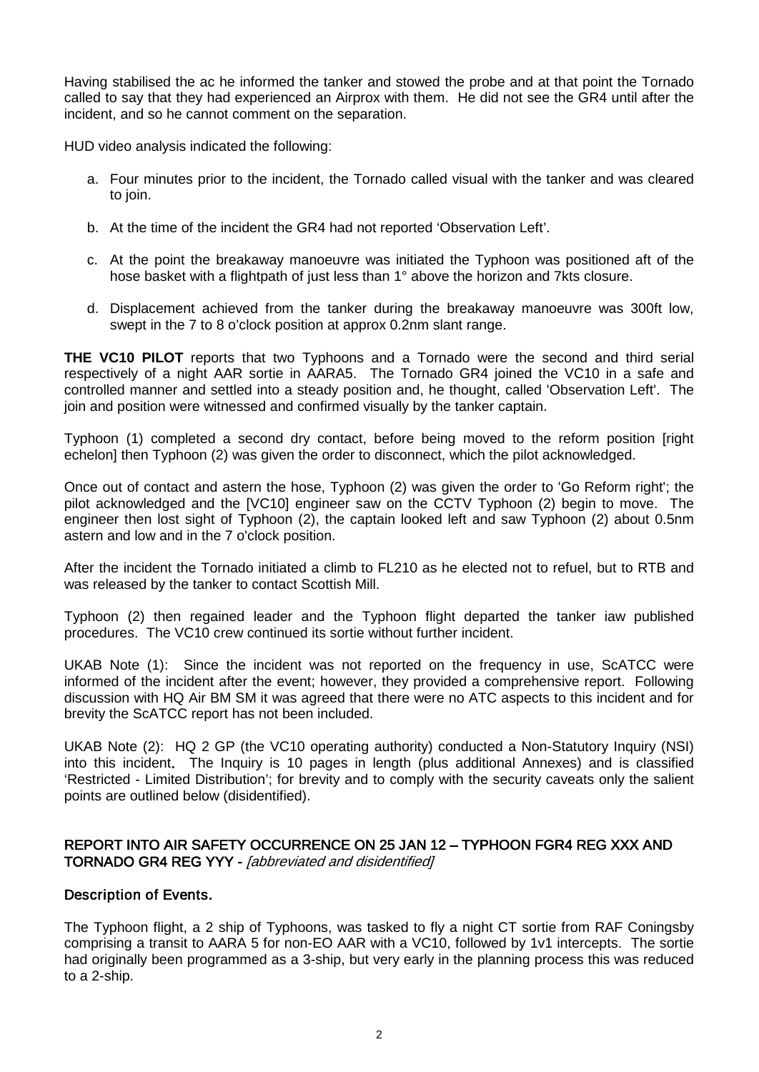Having stabilised the ac he informed the tanker and stowed the probe and at that point the Tornado called to say that they had experienced an Airprox with them. He did not see the GR4 until after the incident, and so he cannot comment on the separation.

HUD video analysis indicated the following:

a. Four minutes prior to the incident, the Tornado called visual with the tanker and was cleared to join.

b. At the time of the incident the GR4 had not reported 'Observation Left'.

c. At the point the breakaway manoeuvre was initiated the Typhoon was positioned aft of the hose basket with a flightpath of just less than 1° above the horizon and 7kts closure.

d. Displacement achieved from the tanker during the breakaway manoeuvre was 300ft low, swept in the 7 to 8 o'clock position at approx 0.2nm slant range.

**THE VC10 PILOT** reports that two Typhoons and a Tornado were the second and third serial respectively of a night AAR sortie in AARA5. The Tornado GR4 joined the VC10 in a safe and controlled manner and settled into a steady position and, he thought, called 'Observation Left'. The join and position were witnessed and confirmed visually by the tanker captain.

Typhoon (1) completed a second dry contact, before being moved to the reform position [right echelon] then Typhoon (2) was given the order to disconnect, which the pilot acknowledged.

Once out of contact and astern the hose, Typhoon (2) was given the order to 'Go Reform right'; the pilot acknowledged and the [VC10] engineer saw on the CCTV Typhoon (2) begin to move. The engineer then lost sight of Typhoon (2), the captain looked left and saw Typhoon (2) about 0.5nm astern and low and in the 7 o'clock position.

After the incident the Tornado initiated a climb to FL210 as he elected not to refuel, but to RTB and was released by the tanker to contact Scottish Mill.

Typhoon (2) then regained leader and the Typhoon flight departed the tanker iaw published procedures. The VC10 crew continued its sortie without further incident.

UKAB Note (1): Since the incident was not reported on the frequency in use, ScATCC were informed of the incident after the event; however, they provided a comprehensive report. Following discussion with HQ Air BM SM it was agreed that there were no ATC aspects to this incident and for brevity the ScATCC report has not been included.

UKAB Note (2): HQ 2 GP (the VC10 operating authority) conducted a Non-Statutory Inquiry (NSI) into this incident. The Inquiry is 10 pages in length (plus additional Annexes) and is classified 'Restricted - Limited Distribution'; for brevity and to comply with the security caveats only the salient points are outlined below (disidentified).

## REPORT INTO AIR SAFETY OCCURRENCE ON 25 JAN 12 – TYPHOON FGR4 REG XXX AND TORNADO GR4 REG YYY - *[abbreviated and disidentified]*

### Description of Events.

The Typhoon flight, a 2 ship of Typhoons, was tasked to fly a night CT sortie from RAF Coningsby comprising a transit to AARA 5 for non-EO AAR with a VC10, followed by 1v1 intercepts. The sortie had originally been programmed as a 3-ship, but very early in the planning process this was reduced to a 2-ship.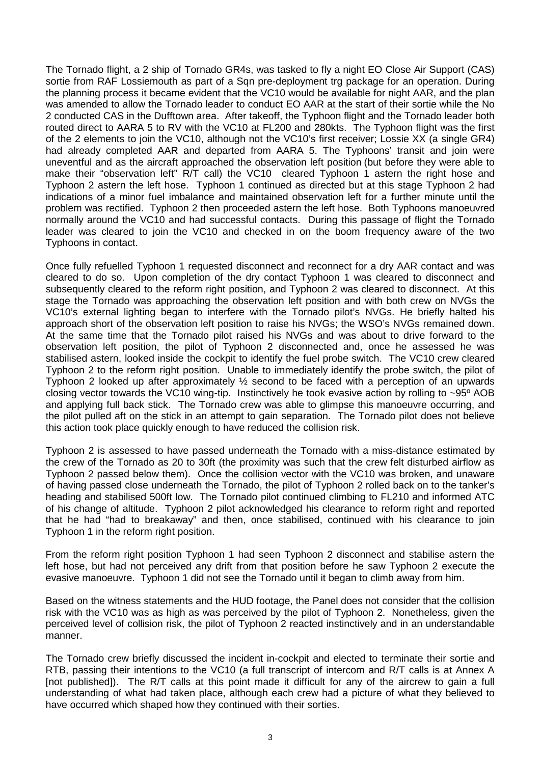The Tornado flight, a 2 ship of Tornado GR4s, was tasked to fly a night EO Close Air Support (CAS) sortie from RAF Lossiemouth as part of a Sqn pre-deployment trg package for an operation. During the planning process it became evident that the VC10 would be available for night AAR, and the plan was amended to allow the Tornado leader to conduct EO AAR at the start of their sortie while the No 2 conducted CAS in the Dufftown area. After takeoff, the Typhoon flight and the Tornado leader both routed direct to AARA 5 to RV with the VC10 at FL200 and 280kts. The Typhoon flight was the first of the 2 elements to join the VC10, although not the VC10's first receiver; Lossie XX (a single GR4) had already completed AAR and departed from AARA 5. The Typhoons' transit and join were uneventful and as the aircraft approached the observation left position (but before they were able to make their "observation left" R/T call) the VC10 cleared Typhoon 1 astern the right hose and Typhoon 2 astern the left hose. Typhoon 1 continued as directed but at this stage Typhoon 2 had indications of a minor fuel imbalance and maintained observation left for a further minute until the problem was rectified. Typhoon 2 then proceeded astern the left hose. Both Typhoons manoeuvred normally around the VC10 and had successful contacts. During this passage of flight the Tornado leader was cleared to join the VC10 and checked in on the boom frequency aware of the two Typhoons in contact.

Once fully refuelled Typhoon 1 requested disconnect and reconnect for a dry AAR contact and was cleared to do so. Upon completion of the dry contact Typhoon 1 was cleared to disconnect and subsequently cleared to the reform right position, and Typhoon 2 was cleared to disconnect. At this stage the Tornado was approaching the observation left position and with both crew on NVGs the VC10's external lighting began to interfere with the Tornado pilot's NVGs. He briefly halted his approach short of the observation left position to raise his NVGs; the WSO's NVGs remained down. At the same time that the Tornado pilot raised his NVGs and was about to drive forward to the observation left position, the pilot of Typhoon 2 disconnected and, once he assessed he was stabilised astern, looked inside the cockpit to identify the fuel probe switch. The VC10 crew cleared Typhoon 2 to the reform right position. Unable to immediately identify the probe switch, the pilot of Typhoon 2 looked up after approximately ½ second to be faced with a perception of an upwards closing vector towards the VC10 wing-tip. Instinctively he took evasive action by rolling to ~95º AOB and applying full back stick. The Tornado crew was able to glimpse this manoeuvre occurring, and the pilot pulled aft on the stick in an attempt to gain separation. The Tornado pilot does not believe this action took place quickly enough to have reduced the collision risk.

Typhoon 2 is assessed to have passed underneath the Tornado with a miss-distance estimated by the crew of the Tornado as 20 to 30ft (the proximity was such that the crew felt disturbed airflow as Typhoon 2 passed below them). Once the collision vector with the VC10 was broken, and unaware of having passed close underneath the Tornado, the pilot of Typhoon 2 rolled back on to the tanker's heading and stabilised 500ft low. The Tornado pilot continued climbing to FL210 and informed ATC of his change of altitude. Typhoon 2 pilot acknowledged his clearance to reform right and reported that he had "had to breakaway" and then, once stabilised, continued with his clearance to join Typhoon 1 in the reform right position.

From the reform right position Typhoon 1 had seen Typhoon 2 disconnect and stabilise astern the left hose, but had not perceived any drift from that position before he saw Typhoon 2 execute the evasive manoeuvre. Typhoon 1 did not see the Tornado until it began to climb away from him.

Based on the witness statements and the HUD footage, the Panel does not consider that the collision risk with the VC10 was as high as was perceived by the pilot of Typhoon 2. Nonetheless, given the perceived level of collision risk, the pilot of Typhoon 2 reacted instinctively and in an understandable manner.

The Tornado crew briefly discussed the incident in-cockpit and elected to terminate their sortie and RTB, passing their intentions to the VC10 (a full transcript of intercom and R/T calls is at Annex A [not published]). The R/T calls at this point made it difficult for any of the aircrew to gain a full understanding of what had taken place, although each crew had a picture of what they believed to have occurred which shaped how they continued with their sorties.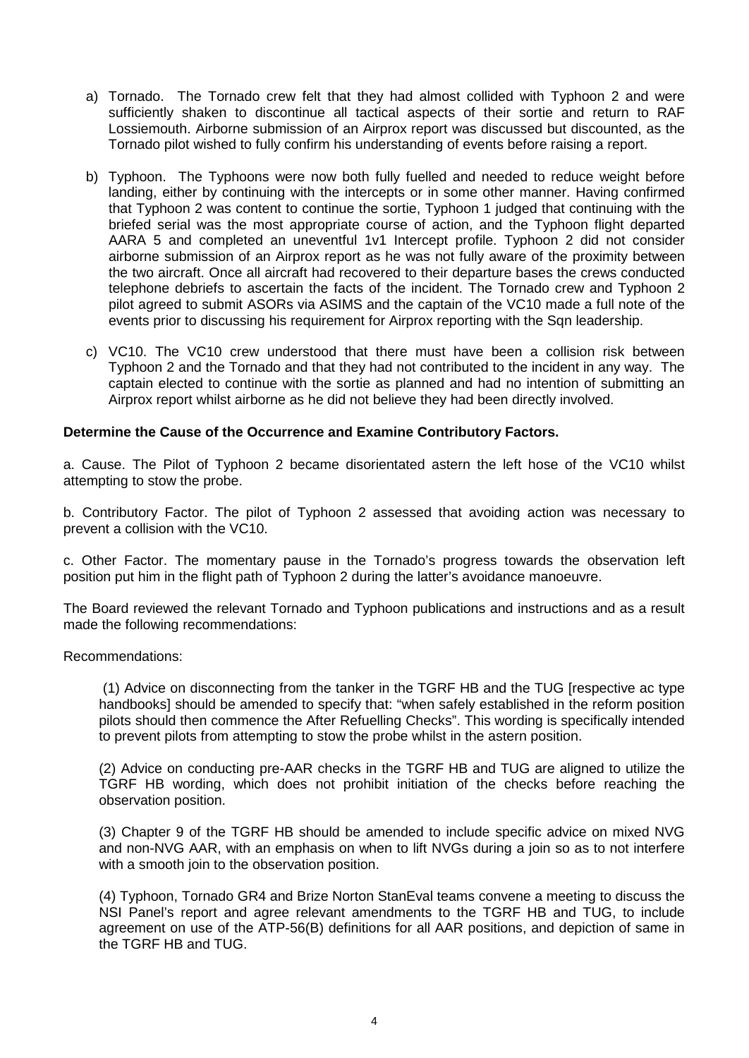a) Tornado. The Tornado crew felt that they had almost collided with Typhoon 2 and were sufficiently shaken to discontinue all tactical aspects of their sortie and return to RAF Lossiemouth. Airborne submission of an Airprox report was discussed but discounted, as the Tornado pilot wished to fully confirm his understanding of events before raising a report.

b) Typhoon. The Typhoons were now both fully fuelled and needed to reduce weight before landing, either by continuing with the intercepts or in some other manner. Having confirmed that Typhoon 2 was content to continue the sortie, Typhoon 1 judged that continuing with the briefed serial was the most appropriate course of action, and the Typhoon flight departed AARA 5 and completed an uneventful 1v1 Intercept profile. Typhoon 2 did not consider airborne submission of an Airprox report as he was not fully aware of the proximity between the two aircraft. Once all aircraft had recovered to their departure bases the crews conducted telephone debriefs to ascertain the facts of the incident. The Tornado crew and Typhoon 2 pilot agreed to submit ASORs via ASIMS and the captain of the VC10 made a full note of the events prior to discussing his requirement for Airprox reporting with the Sqn leadership.

c) VC10. The VC10 crew understood that there must have been a collision risk between Typhoon 2 and the Tornado and that they had not contributed to the incident in any way. The captain elected to continue with the sortie as planned and had no intention of submitting an Airprox report whilst airborne as he did not believe they had been directly involved.

**Determine the Cause of the Occurrence and Examine Contributory Factors.**

a. Cause. The Pilot of Typhoon 2 became disorientated astern the left hose of the VC10 whilst attempting to stow the probe.

b. Contributory Factor. The pilot of Typhoon 2 assessed that avoiding action was necessary to prevent a collision with the VC10.

c. Other Factor. The momentary pause in the Tornado's progress towards the observation left position put him in the flight path of Typhoon 2 during the latter's avoidance manoeuvre.

The Board reviewed the relevant Tornado and Typhoon publications and instructions and as a result made the following recommendations:

Recommendations:

(1) Advice on disconnecting from the tanker in the TGRF HB and the TUG [respective ac type handbooks] should be amended to specify that: "when safely established in the reform position pilots should then commence the After Refuelling Checks". This wording is specifically intended to prevent pilots from attempting to stow the probe whilst in the astern position.

(2) Advice on conducting pre-AAR checks in the TGRF HB and TUG are aligned to utilize the TGRF HB wording, which does not prohibit initiation of the checks before reaching the observation position.

(3) Chapter 9 of the TGRF HB should be amended to include specific advice on mixed NVG and non-NVG AAR, with an emphasis on when to lift NVGs during a join so as to not interfere with a smooth join to the observation position.

(4) Typhoon, Tornado GR4 and Brize Norton StanEval teams convene a meeting to discuss the NSI Panel's report and agree relevant amendments to the TGRF HB and TUG, to include agreement on use of the ATP-56(B) definitions for all AAR positions, and depiction of same in the TGRF HB and TUG.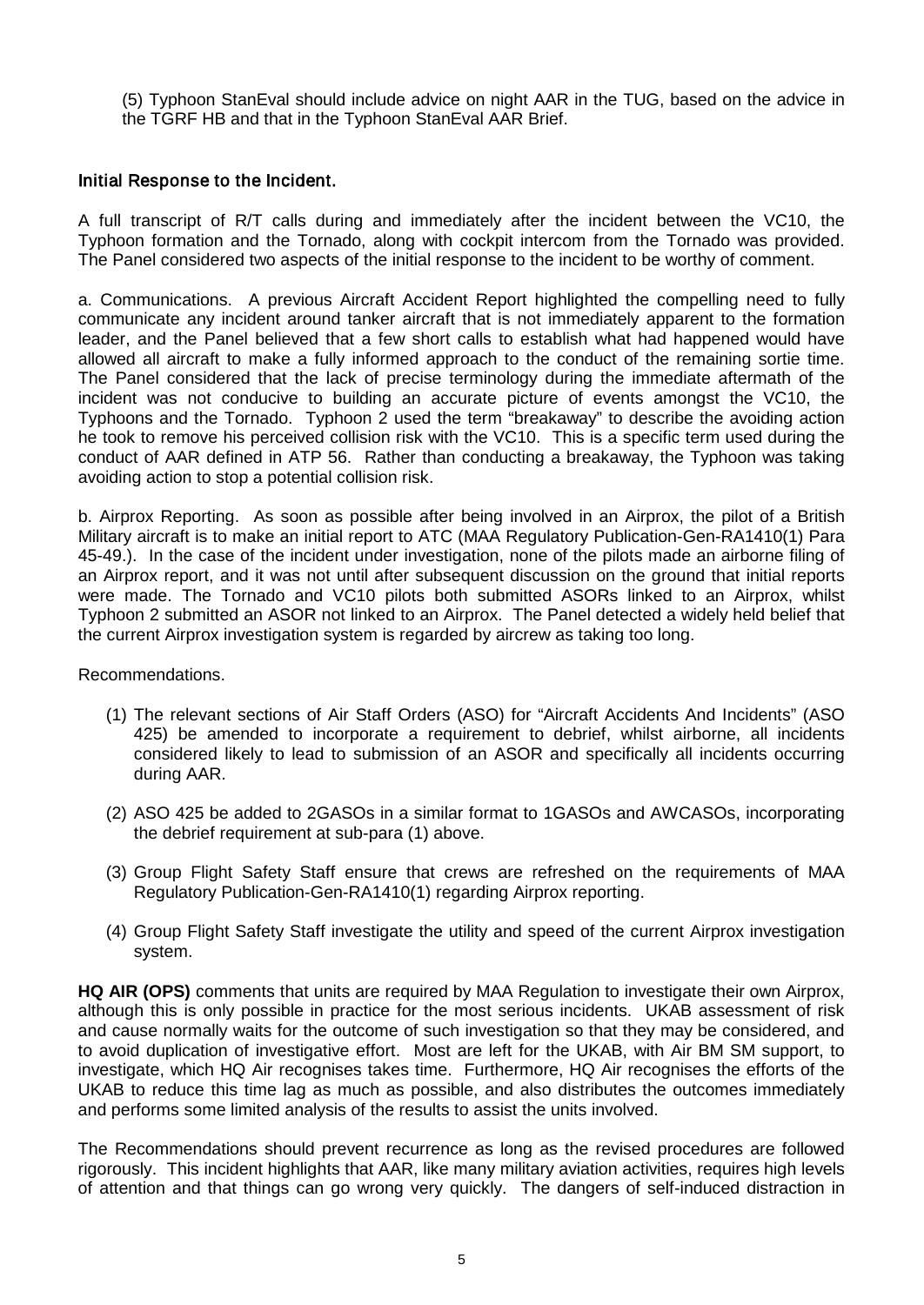(5) Typhoon StanEval should include advice on night AAR in the TUG, based on the advice in the TGRF HB and that in the Typhoon StanEval AAR Brief.

## Initial Response to the Incident.

A full transcript of R/T calls during and immediately after the incident between the VC10, the Typhoon formation and the Tornado, along with cockpit intercom from the Tornado was provided. The Panel considered two aspects of the initial response to the incident to be worthy of comment.

a. Communications. A previous Aircraft Accident Report highlighted the compelling need to fully communicate any incident around tanker aircraft that is not immediately apparent to the formation leader, and the Panel believed that a few short calls to establish what had happened would have allowed all aircraft to make a fully informed approach to the conduct of the remaining sortie time. The Panel considered that the lack of precise terminology during the immediate aftermath of the incident was not conducive to building an accurate picture of events amongst the VC10, the Typhoons and the Tornado. Typhoon 2 used the term "breakaway" to describe the avoiding action he took to remove his perceived collision risk with the VC10. This is a specific term used during the conduct of AAR defined in ATP 56. Rather than conducting a breakaway, the Typhoon was taking avoiding action to stop a potential collision risk.

b. Airprox Reporting. As soon as possible after being involved in an Airprox, the pilot of a British Military aircraft is to make an initial report to ATC (MAA Regulatory Publication-Gen-RA1410(1) Para 45-49.). In the case of the incident under investigation, none of the pilots made an airborne filing of an Airprox report, and it was not until after subsequent discussion on the ground that initial reports were made. The Tornado and VC10 pilots both submitted ASORs linked to an Airprox, whilst Typhoon 2 submitted an ASOR not linked to an Airprox. The Panel detected a widely held belief that the current Airprox investigation system is regarded by aircrew as taking too long.

Recommendations.

(1) The relevant sections of Air Staff Orders (ASO) for "Aircraft Accidents And Incidents" (ASO 425) be amended to incorporate a requirement to debrief, whilst airborne, all incidents considered likely to lead to submission of an ASOR and specifically all incidents occurring during AAR.

(2) ASO 425 be added to 2GASOs in a similar format to 1GASOs and AWCASOs, incorporating the debrief requirement at sub-para (1) above.

(3) Group Flight Safety Staff ensure that crews are refreshed on the requirements of MAA Regulatory Publication-Gen-RA1410(1) regarding Airprox reporting.

(4) Group Flight Safety Staff investigate the utility and speed of the current Airprox investigation system.

**HQ AIR (OPS)** comments that units are required by MAA Regulation to investigate their own Airprox, although this is only possible in practice for the most serious incidents. UKAB assessment of risk and cause normally waits for the outcome of such investigation so that they may be considered, and to avoid duplication of investigative effort. Most are left for the UKAB, with Air BM SM support, to investigate, which HQ Air recognises takes time. Furthermore, HQ Air recognises the efforts of the UKAB to reduce this time lag as much as possible, and also distributes the outcomes immediately and performs some limited analysis of the results to assist the units involved.

The Recommendations should prevent recurrence as long as the revised procedures are followed rigorously. This incident highlights that AAR, like many military aviation activities, requires high levels of attention and that things can go wrong very quickly. The dangers of self-induced distraction in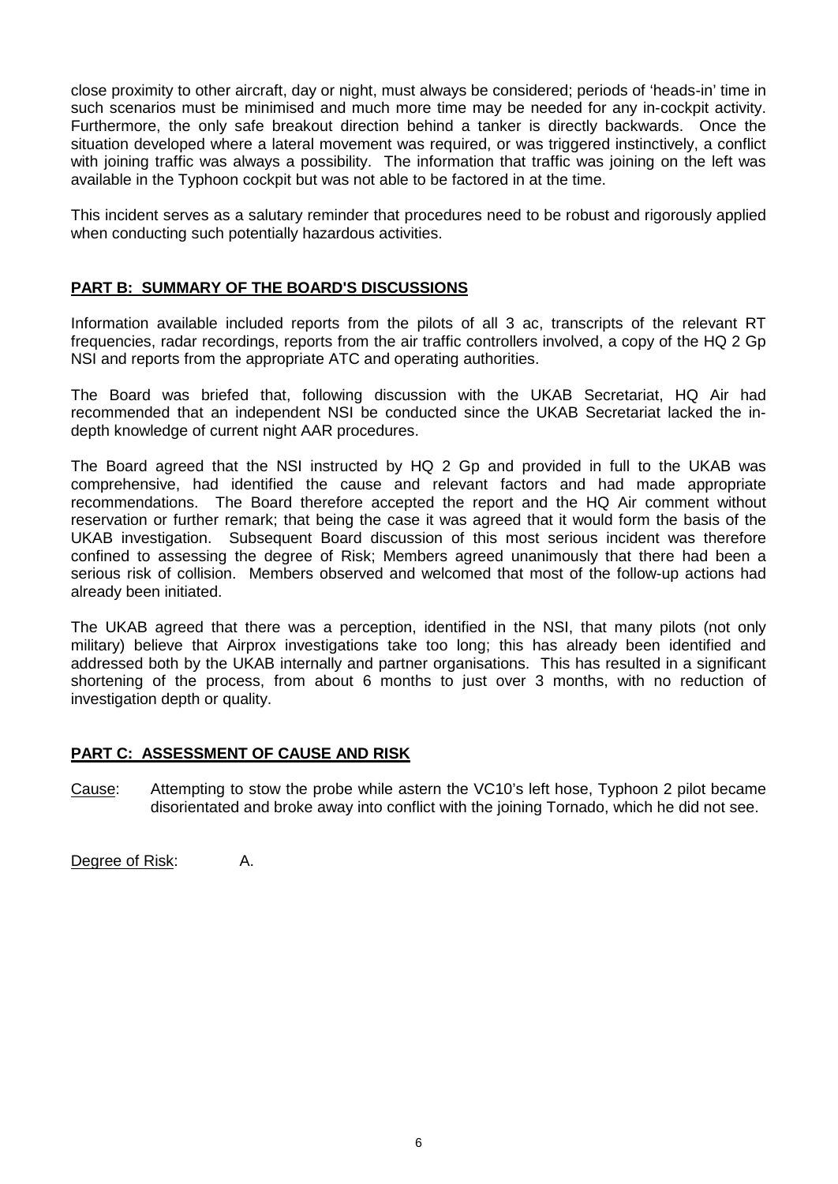close proximity to other aircraft, day or night, must always be considered; periods of 'heads-in' time in such scenarios must be minimised and much more time may be needed for any in-cockpit activity. Furthermore, the only safe breakout direction behind a tanker is directly backwards. Once the situation developed where a lateral movement was required, or was triggered instinctively, a conflict with joining traffic was always a possibility. The information that traffic was joining on the left was available in the Typhoon cockpit but was not able to be factored in at the time.

This incident serves as a salutary reminder that procedures need to be robust and rigorously applied when conducting such potentially hazardous activities.

## PART B: SUMMARY OF THE BOARD'S DISCUSSIONS

Information available included reports from the pilots of all 3 ac, transcripts of the relevant RT frequencies, radar recordings, reports from the air traffic controllers involved, a copy of the HQ 2 Gp NSI and reports from the appropriate ATC and operating authorities.

The Board was briefed that, following discussion with the UKAB Secretariat, HQ Air had recommended that an independent NSI be conducted since the UKAB Secretariat lacked the in-depth knowledge of current night AAR procedures.

The Board agreed that the NSI instructed by HQ 2 Gp and provided in full to the UKAB was comprehensive, had identified the cause and relevant factors and had made appropriate recommendations. The Board therefore accepted the report and the HQ Air comment without reservation or further remark; that being the case it was agreed that it would form the basis of the UKAB investigation. Subsequent Board discussion of this most serious incident was therefore confined to assessing the degree of Risk; Members agreed unanimously that there had been a serious risk of collision. Members observed and welcomed that most of the follow-up actions had already been initiated.

The UKAB agreed that there was a perception, identified in the NSI, that many pilots (not only military) believe that Airprox investigations take too long; this has already been identified and addressed both by the UKAB internally and partner organisations. This has resulted in a significant shortening of the process, from about 6 months to just over 3 months, with no reduction of investigation depth or quality.

## PART C: ASSESSMENT OF CAUSE AND RISK

Cause: Attempting to stow the probe while astern the VC10's left hose, Typhoon 2 pilot became disorientated and broke away into conflict with the joining Tornado, which he did not see.

Degree of Risk: A.